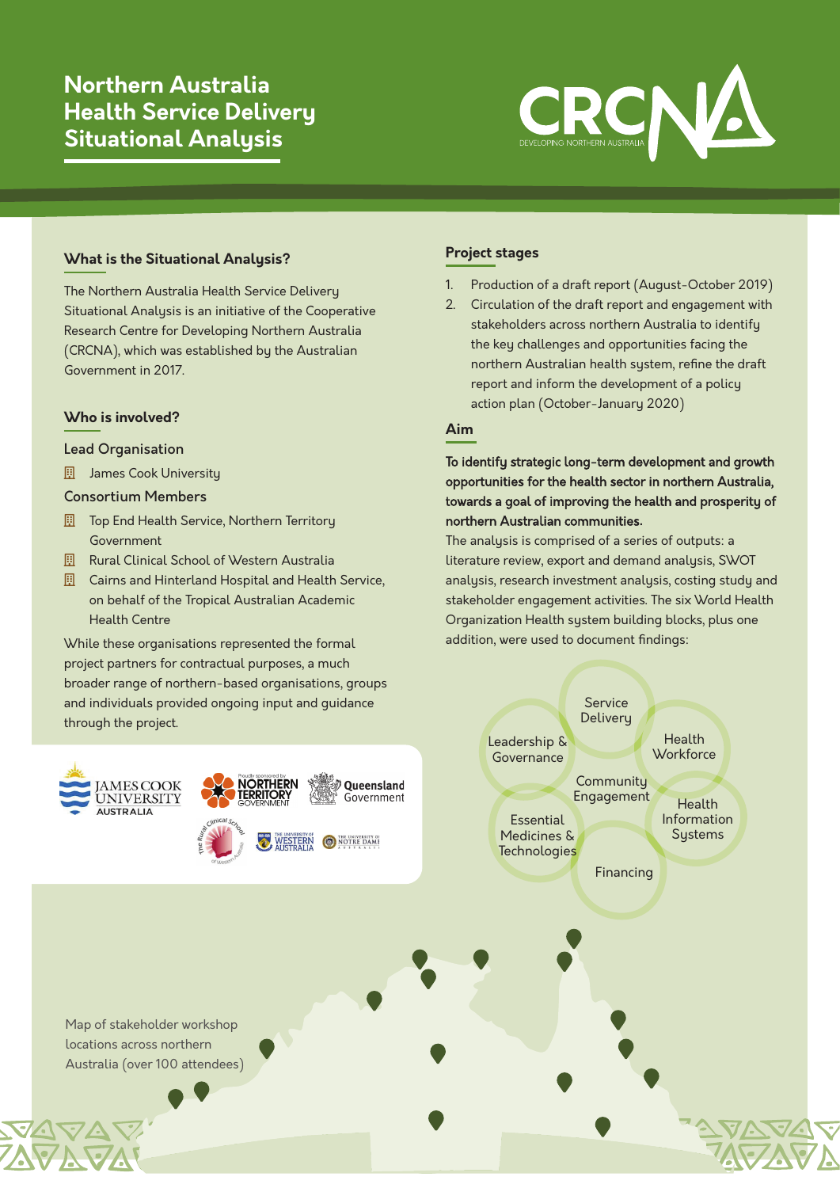# Northern Australia Health Service Delivery Situational Analysis

CRCNA DEVELOPING NORTHERN AUSTRALIA

## What is the Situational Analysis?

The Northern Australia Health Service Delivery Situational Analysis is an initiative of the Cooperative Research Centre for Developing Northern Australia (CRCNA), which was established by the Australian Government in 2017.

## Who is involved?

### Lead Organisation

- James Cook University

### Consortium Members

- Top End Health Service, Northern Territory Government
- Rural Clinical School of Western Australia
- Cairns and Hinterland Hospital and Health Service, on behalf of the Tropical Australian Academic Health Centre

While these organisations represented the formal project partners for contractual purposes, a much broader range of northern-based organisations, groups and individuals provided ongoing input and guidance through the project.

## Project stages

1. Production of a draft report (August-October 2019)
2. Circulation of the draft report and engagement with stakeholders across northern Australia to identify the key challenges and opportunities facing the northern Australian health system, refine the draft report and inform the development of a policy action plan (October-January 2020)

## Aim

**To identify strategic long-term development and growth opportunities for the health sector in northern Australia, towards a goal of improving the health and prosperity of northern Australian communities.**

The analysis is comprised of a series of outputs: a literature review, export and demand analysis, SWOT analysis, research investment analysis, costing study and stakeholder engagement activities. The six World Health Organization Health system building blocks, plus one addition, were used to document findings:

- Service Delivery
- Health Workforce
- Health Information Systems
- Financing
- Essential Medicines & Technologies
- Leadership & Governance
- Community Engagement

Map of stakeholder workshop locations across northern Australia (over 100 attendees)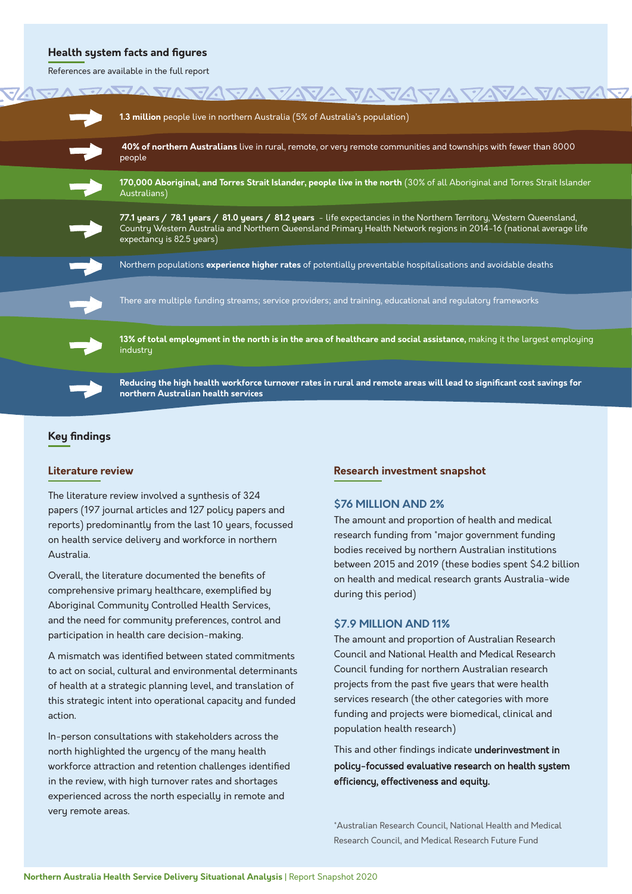## Health system facts and figures

References are available in the full report

- **1.3 million** people live in northern Australia (5% of Australia's population)
- **40% of northern Australians** live in rural, remote, or very remote communities and townships with fewer than 8000 people
- **170,000 Aboriginal, and Torres Strait Islander, people live in the north** (30% of all Aboriginal and Torres Strait Islander Australians)
- **77.1 years / 78.1 years / 81.0 years / 81.2 years** - life expectancies in the Northern Territory, Western Queensland, Country Western Australia and Northern Queensland Primary Health Network regions in 2014-16 (national average life expectancy is 82.5 years)
- Northern populations **experience higher rates** of potentially preventable hospitalisations and avoidable deaths
- There are multiple funding streams; service providers; and training, educational and regulatory frameworks
- **13% of total employment in the north is in the area of healthcare and social assistance,** making it the largest employing industry
- **Reducing the high health workforce turnover rates in rural and remote areas will lead to significant cost savings for northern Australian health services**

## Key findings

### Literature review

The literature review involved a synthesis of 324 papers (197 journal articles and 127 policy papers and reports) predominantly from the last 10 years, focussed on health service delivery and workforce in northern Australia.

Overall, the literature documented the benefits of comprehensive primary healthcare, exemplified by Aboriginal Community Controlled Health Services, and the need for community preferences, control and participation in health care decision-making.

A mismatch was identified between stated commitments to act on social, cultural and environmental determinants of health at a strategic planning level, and translation of this strategic intent into operational capacity and funded action.

In-person consultations with stakeholders across the north highlighted the urgency of the many health workforce attraction and retention challenges identified in the review, with high turnover rates and shortages experienced across the north especially in remote and very remote areas.

### Research investment snapshot

#### $76 MILLION AND 2%

The amount and proportion of health and medical research funding from *major government funding bodies received by northern Australian institutions between 2015 and 2019 (these bodies spent $4.2 billion on health and medical research grants Australia-wide during this period)

#### $7.9 MILLION AND 11%

The amount and proportion of Australian Research Council and National Health and Medical Research Council funding for northern Australian research projects from the past five years that were health services research (the other categories with more funding and projects were biomedical, clinical and population health research)

This and other findings indicate **underinvestment in policy-focussed evaluative research on health system efficiency, effectiveness and equity.**

*Australian Research Council, National Health and Medical Research Council, and Medical Research Future Fund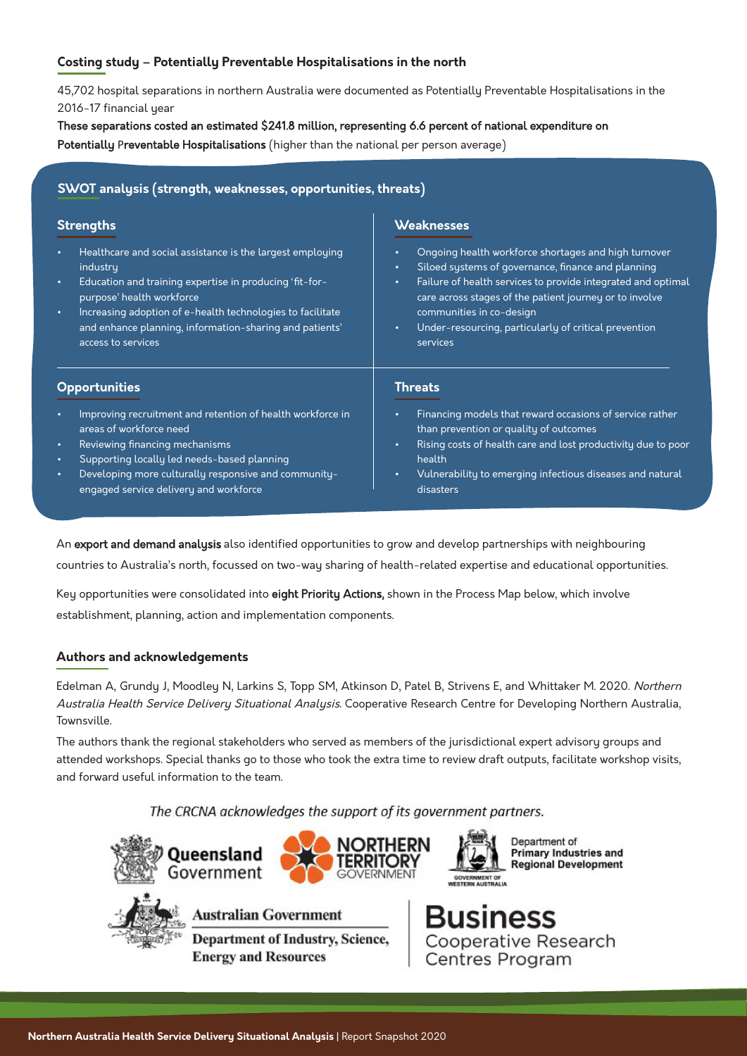## Costing study – Potentially Preventable Hospitalisations in the north

45,702 hospital separations in northern Australia were documented as Potentially Preventable Hospitalisations in the 2016-17 financial year

**These separations costed an estimated $241.8 million, representing 6.6 percent of national expenditure on Potentially Preventable Hospitalisations** (higher than the national per person average)

## SWOT analysis (strength, weaknesses, opportunities, threats)

### Strengths

- Healthcare and social assistance is the largest employing industry
- Education and training expertise in producing 'fit-for-purpose' health workforce
- Increasing adoption of e-health technologies to facilitate and enhance planning, information-sharing and patients' access to services

### Weaknesses

- Ongoing health workforce shortages and high turnover
- Siloed systems of governance, finance and planning
- Failure of health services to provide integrated and optimal care across stages of the patient journey or to involve communities in co-design
- Under-resourcing, particularly of critical prevention services

### Opportunities

- Improving recruitment and retention of health workforce in areas of workforce need
- Reviewing financing mechanisms
- Supporting locally led needs-based planning
- Developing more culturally responsive and community-engaged service delivery and workforce

### Threats

- Financing models that reward occasions of service rather than prevention or quality of outcomes
- Rising costs of health care and lost productivity due to poor health
- Vulnerability to emerging infectious diseases and natural disasters

An **export and demand analysis** also identified opportunities to grow and develop partnerships with neighbouring countries to Australia's north, focussed on two-way sharing of health-related expertise and educational opportunities.

Key opportunities were consolidated into **eight Priority Actions,** shown in the Process Map below, which involve establishment, planning, action and implementation components.

## Authors and acknowledgements

Edelman A, Grundy J, Moodley N, Larkins S, Topp SM, Atkinson D, Patel B, Strivens E, and Whittaker M. 2020. *Northern Australia Health Service Delivery Situational Analysis*. Cooperative Research Centre for Developing Northern Australia, Townsville.

The authors thank the regional stakeholders who served as members of the jurisdictional expert advisory groups and attended workshops. Special thanks go to those who took the extra time to review draft outputs, facilitate workshop visits, and forward useful information to the team.

*The CRCNA acknowledges the support of its government partners.*

Queensland Government
Northern Territory Government
Government of Western Australia – Department of Primary Industries and Regional Development
Australian Government – Department of Industry, Science, Energy and Resources
Business Cooperative Research Centres Program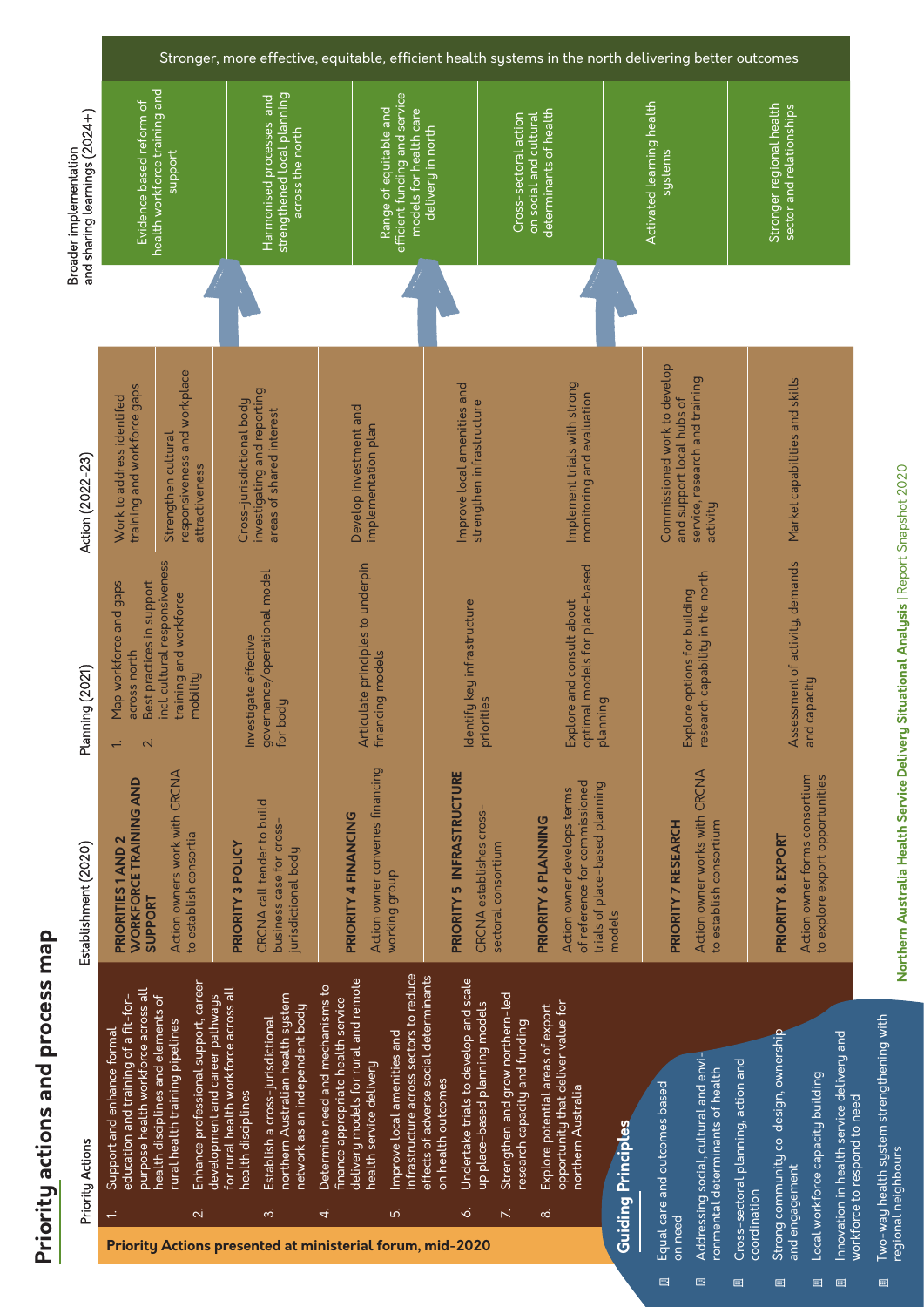# Priority actions and process map

**Priority Actions presented at ministerial forum, mid-2020**

| Priority Actions | Establishment (2020) | Planning (2021) | Action (2022–23) | Broader implementation and sharing learnings (2024+) |
|---|---|---|---|---|
| 1. Support and enhance formal education and training of a fit-for-purpose health workforce across all health disciplines and elements of rural health training pipelines<br>2. Enhance professional support, career development and career pathways for rural health workforce across all health disciplines | **PRIORITIES 1 AND 2 WORKFORCE TRAINING AND SUPPORT**<br>Action owners work with CRCNA to establish consortia | 1. Map workforce and gaps across north<br>2. Best practices in support incl. cultural responsiveness training and workforce mobility | Work to address identifed training and workforce gaps<br>Strengthen cultural responsiveness and workplace attractiveness | Evidence based reform of health workforce training and support |
| 3. Establish a cross-jurisdictional northern Australian health system network as an independent body | **PRIORITY 3 POLICY**<br>CRCNA call tender to build business case for cross-jurisdictional body | Investigate effective governance/operational model for body | Cross-jurisdictional body investigating and reporting areas of shared interest | Harmonised processes and strengthened local planning across the north |
| 4. Determine need and mechanisms to finance appropriate health service delivery models for rural and remote health service delivery | **PRIORITY 4 FINANCING**<br>Action owner convenes financing working group | Articulate principles to underpin financing models | Develop investment and implementation plan | Range of equitable and service efficient funding and service models for health care delivery in north |
| 5. Improve local amenities and infrastructure across sectors to reduce effects of adverse social determinants on health outcomes | **PRIORITY 5 INFRASTRUCTURE**<br>CRCNA establishes cross-sectoral consortium | Identify key infrastructure priorities | Improve local amenities and strengthen infrastructure | Cross-sectoral action on social and cultural determinants of health |
| 6. Undertake trials to develop and scale up place-based planning models | **PRIORITY 6 PLANNING**<br>Action owner develops terms of reference for commissioned trials of place-based planning models | Explore and consult about optimal models for place-based planning | Implement trials with strong monitoring and evaluation | |
| 7. Strengthen and grow northern-led research capacity and funding | **PRIORITY 7 RESEARCH**<br>Action owner works with CRCNA to establish consortium | Explore options for building research capability in the north | Commissioned work to develop and support local hubs of service, research and training activity | Activated learning health systems |
| 8. Explore potential areas of export opportunity that deliver value for northern Australia | **PRIORITY 8. EXPORT**<br>Action owner forms consortium to explore export opportunities | Assessment of activity, demands and capacity | Market capabilities and skills | Stronger regional health sector and relationships |

**Stronger, more effective, equitable, efficient health systems in the north delivering better outcomes**

## Guiding Principles

- Equal care and outcomes based on need
- Addressing social, cultural and environmental determinants of health
- Cross-sectoral planning, action and coordination
- Strong community co-design, ownership and engagement
- Local workforce capacity building
- Innovation in health service delivery and workforce to respond to need
- Two-way health system strengthening with regional neighbours